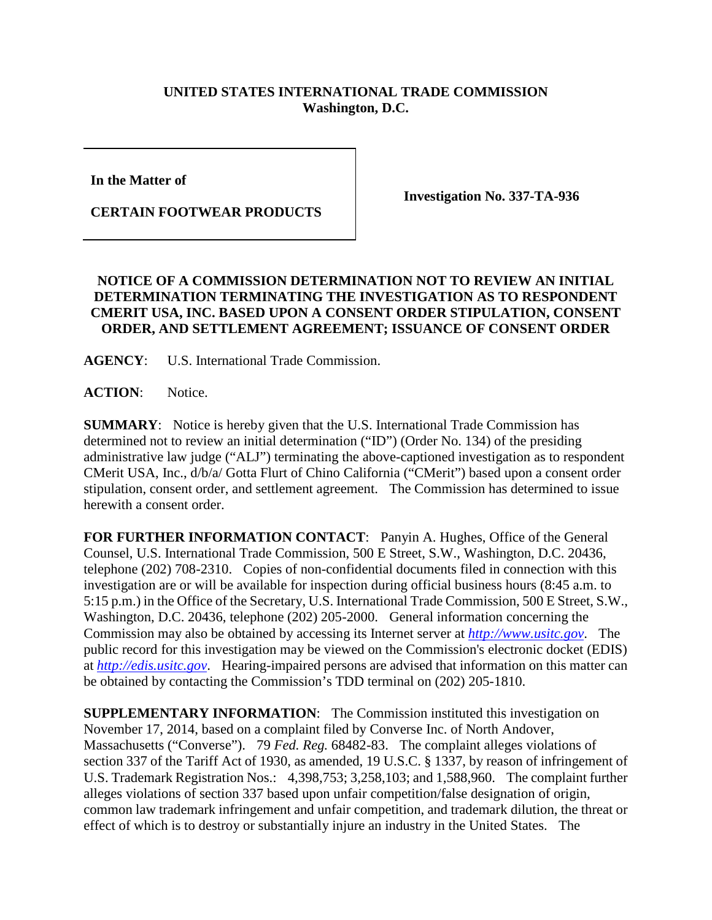**UNITED STATES INTERNATIONAL TRADE COMMISSION**
**Washington, D.C.**

| In the Matter of CERTAIN FOOTWEAR PRODUCTS | Investigation No. 337-TA-936 |
|---|---|

**NOTICE OF A COMMISSION DETERMINATION NOT TO REVIEW AN INITIAL DETERMINATION TERMINATING THE INVESTIGATION AS TO RESPONDENT CMERIT USA, INC. BASED UPON A CONSENT ORDER STIPULATION, CONSENT ORDER, AND SETTLEMENT AGREEMENT; ISSUANCE OF CONSENT ORDER**

**AGENCY**: U.S. International Trade Commission.

**ACTION**: Notice.

**SUMMARY**: Notice is hereby given that the U.S. International Trade Commission has determined not to review an initial determination ("ID") (Order No. 134) of the presiding administrative law judge ("ALJ") terminating the above-captioned investigation as to respondent CMerit USA, Inc., d/b/a/ Gotta Flurt of Chino California ("CMerit") based upon a consent order stipulation, consent order, and settlement agreement. The Commission has determined to issue herewith a consent order.

**FOR FURTHER INFORMATION CONTACT**: Panyin A. Hughes, Office of the General Counsel, U.S. International Trade Commission, 500 E Street, S.W., Washington, D.C. 20436, telephone (202) 708-2310. Copies of non-confidential documents filed in connection with this investigation are or will be available for inspection during official business hours (8:45 a.m. to 5:15 p.m.) in the Office of the Secretary, U.S. International Trade Commission, 500 E Street, S.W., Washington, D.C. 20436, telephone (202) 205-2000. General information concerning the Commission may also be obtained by accessing its Internet server at *http://www.usitc.gov*. The public record for this investigation may be viewed on the Commission's electronic docket (EDIS) at *http://edis.usitc.gov*. Hearing-impaired persons are advised that information on this matter can be obtained by contacting the Commission's TDD terminal on (202) 205-1810.

**SUPPLEMENTARY INFORMATION**: The Commission instituted this investigation on November 17, 2014, based on a complaint filed by Converse Inc. of North Andover, Massachusetts ("Converse"). 79 *Fed. Reg.* 68482-83. The complaint alleges violations of section 337 of the Tariff Act of 1930, as amended, 19 U.S.C. § 1337, by reason of infringement of U.S. Trademark Registration Nos.: 4,398,753; 3,258,103; and 1,588,960. The complaint further alleges violations of section 337 based upon unfair competition/false designation of origin, common law trademark infringement and unfair competition, and trademark dilution, the threat or effect of which is to destroy or substantially injure an industry in the United States. The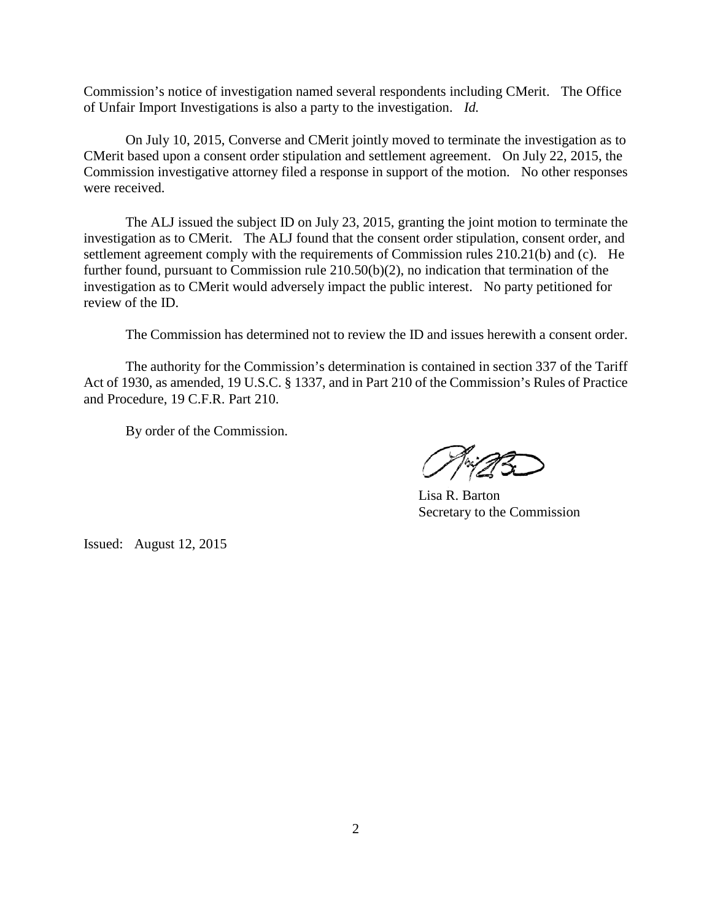Commission's notice of investigation named several respondents including CMerit. The Office of Unfair Import Investigations is also a party to the investigation. *Id.*

On July 10, 2015, Converse and CMerit jointly moved to terminate the investigation as to CMerit based upon a consent order stipulation and settlement agreement. On July 22, 2015, the Commission investigative attorney filed a response in support of the motion. No other responses were received.

The ALJ issued the subject ID on July 23, 2015, granting the joint motion to terminate the investigation as to CMerit. The ALJ found that the consent order stipulation, consent order, and settlement agreement comply with the requirements of Commission rules 210.21(b) and (c). He further found, pursuant to Commission rule 210.50(b)(2), no indication that termination of the investigation as to CMerit would adversely impact the public interest. No party petitioned for review of the ID.

The Commission has determined not to review the ID and issues herewith a consent order.

The authority for the Commission's determination is contained in section 337 of the Tariff Act of 1930, as amended, 19 U.S.C. § 1337, and in Part 210 of the Commission's Rules of Practice and Procedure, 19 C.F.R. Part 210.

By order of the Commission.

Lisa R. Barton
Secretary to the Commission

Issued: August 12, 2015